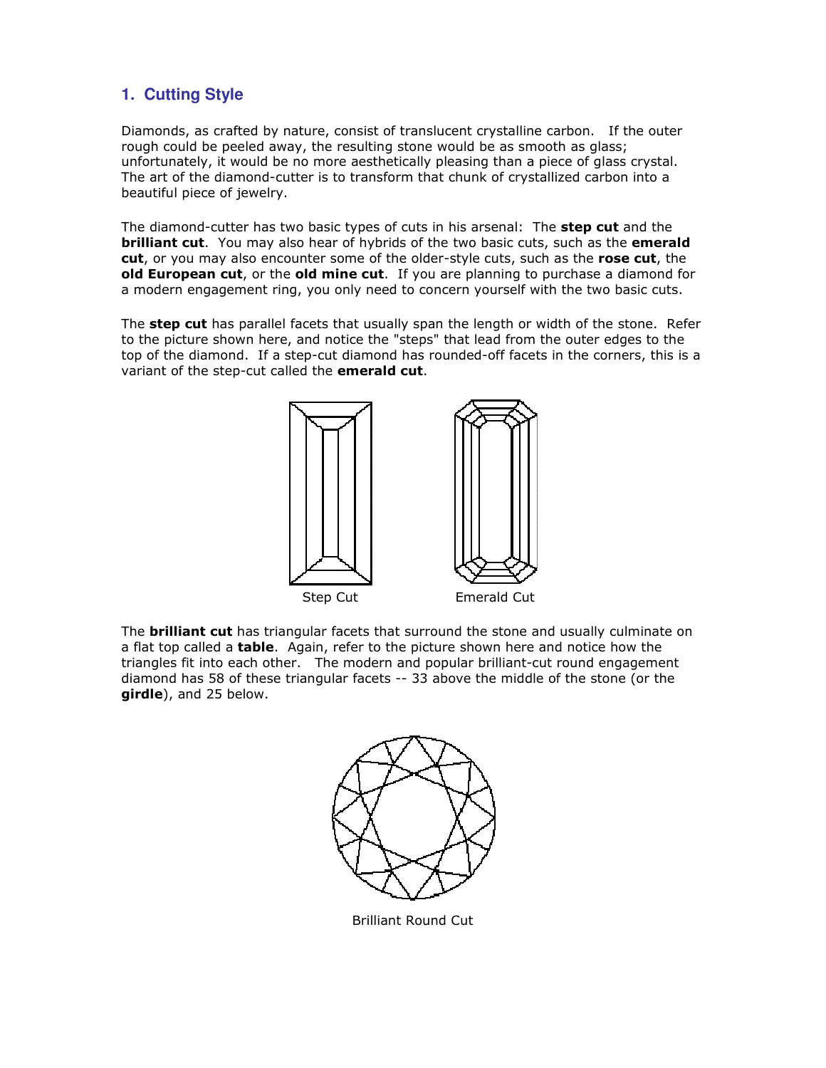## 1. Cutting Style

Diamonds, as crafted by nature, consist of translucent crystalline carbon. If the outer rough could be peeled away, the resulting stone would be as smooth as glass; unfortunately, it would be no more aesthetically pleasing than a piece of glass crystal. The art of the diamond-cutter is to transform that chunk of crystallized carbon into a beautiful piece of jewelry.

The diamond-cutter has two basic types of cuts in his arsenal: The **step cut** and the **brilliant cut**. You may also hear of hybrids of the two basic cuts, such as the **emerald cut**, or you may also encounter some of the older-style cuts, such as the **rose cut**, the **old European cut**, or the **old mine cut**. If you are planning to purchase a diamond for a modern engagement ring, you only need to concern yourself with the two basic cuts.

The **step cut** has parallel facets that usually span the length or width of the stone. Refer to the picture shown here, and notice the "steps" that lead from the outer edges to the top of the diamond. If a step-cut diamond has rounded-off facets in the corners, this is a variant of the step-cut called the **emerald cut**.

Step Cut

Emerald Cut

The **brilliant cut** has triangular facets that surround the stone and usually culminate on a flat top called a **table**. Again, refer to the picture shown here and notice how the triangles fit into each other. The modern and popular brilliant-cut round engagement diamond has 58 of these triangular facets -- 33 above the middle of the stone (or the **girdle**), and 25 below.

Brilliant Round Cut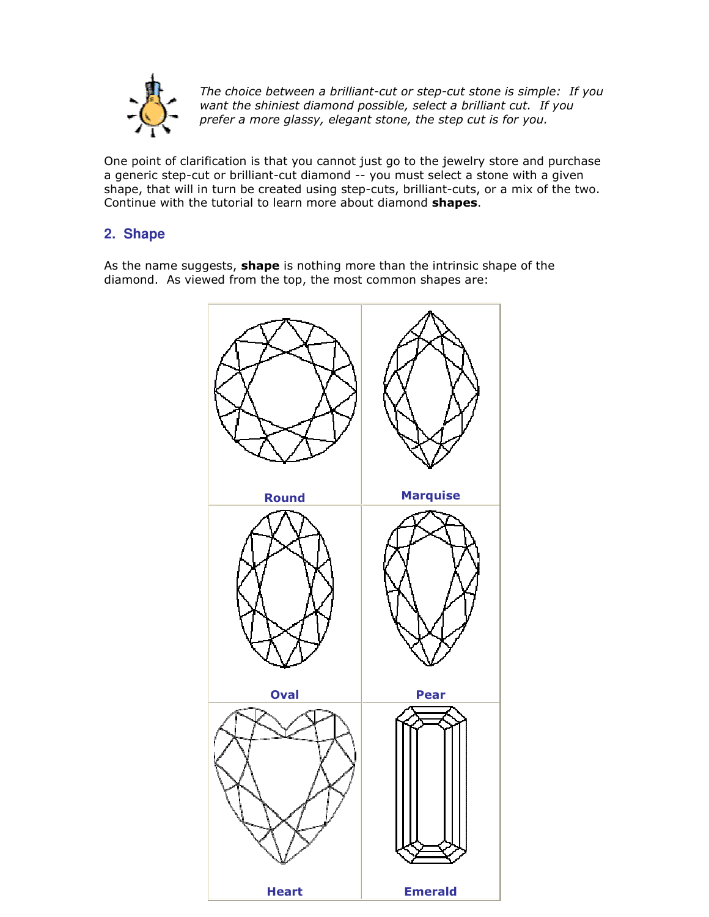*The choice between a brilliant-cut or step-cut stone is simple: If you want the shiniest diamond possible, select a brilliant cut. If you prefer a more glassy, elegant stone, the step cut is for you.*

One point of clarification is that you cannot just go to the jewelry store and purchase a generic step-cut or brilliant-cut diamond -- you must select a stone with a given shape, that will in turn be created using step-cuts, brilliant-cuts, or a mix of the two. Continue with the tutorial to learn more about diamond **shapes**.

## 2. Shape

As the name suggests, **shape** is nothing more than the intrinsic shape of the diamond. As viewed from the top, the most common shapes are:

| | |
|---|---|
| Round | Marquise |
| Oval | Pear |
| Heart | Emerald |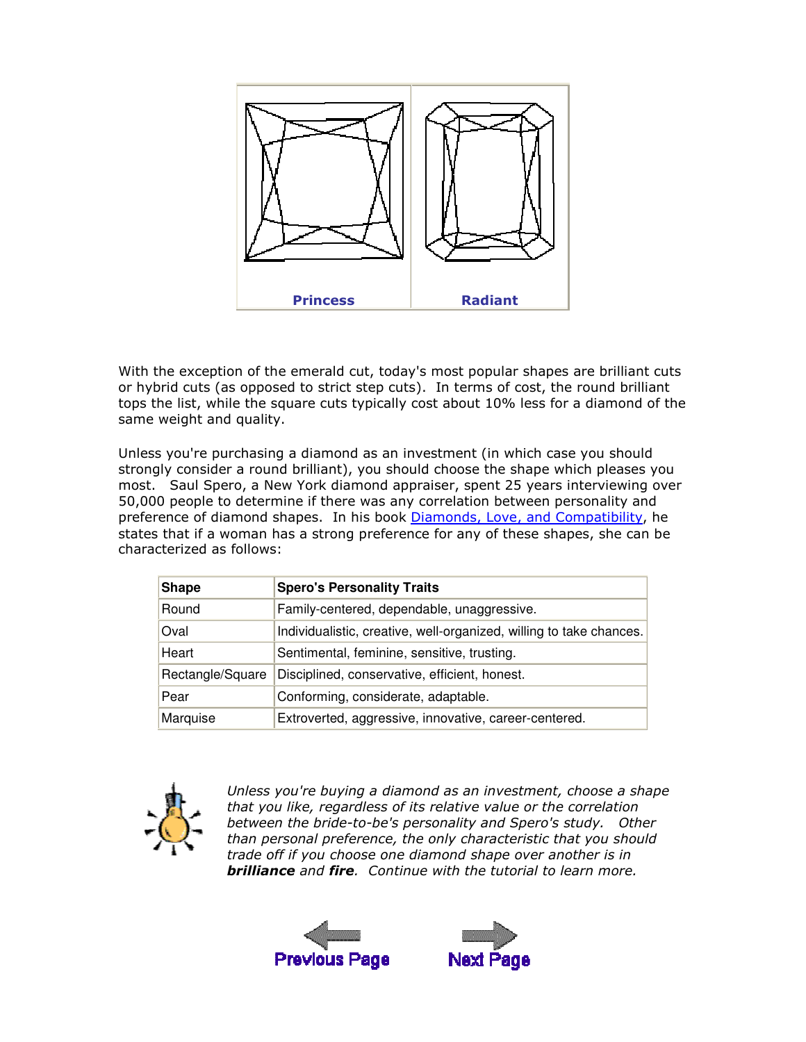Princess

Radiant

With the exception of the emerald cut, today's most popular shapes are brilliant cuts or hybrid cuts (as opposed to strict step cuts). In terms of cost, the round brilliant tops the list, while the square cuts typically cost about 10% less for a diamond of the same weight and quality.

Unless you're purchasing a diamond as an investment (in which case you should strongly consider a round brilliant), you should choose the shape which pleases you most. Saul Spero, a New York diamond appraiser, spent 25 years interviewing over 50,000 people to determine if there was any correlation between personality and preference of diamond shapes. In his book Diamonds, Love, and Compatibility, he states that if a woman has a strong preference for any of these shapes, she can be characterized as follows:

| Shape | Spero's Personality Traits |
| --- | --- |
| Round | Family-centered, dependable, unaggressive. |
| Oval | Individualistic, creative, well-organized, willing to take chances. |
| Heart | Sentimental, feminine, sensitive, trusting. |
| Rectangle/Square | Disciplined, conservative, efficient, honest. |
| Pear | Conforming, considerate, adaptable. |
| Marquise | Extroverted, aggressive, innovative, career-centered. |

*Unless you're buying a diamond as an investment, choose a shape that you like, regardless of its relative value or the correlation between the bride-to-be's personality and Spero's study. Other than personal preference, the only characteristic that you should trade off if you choose one diamond shape over another is in* ***brilliance*** *and* ***fire****. Continue with the tutorial to learn more.*

Previous Page Next Page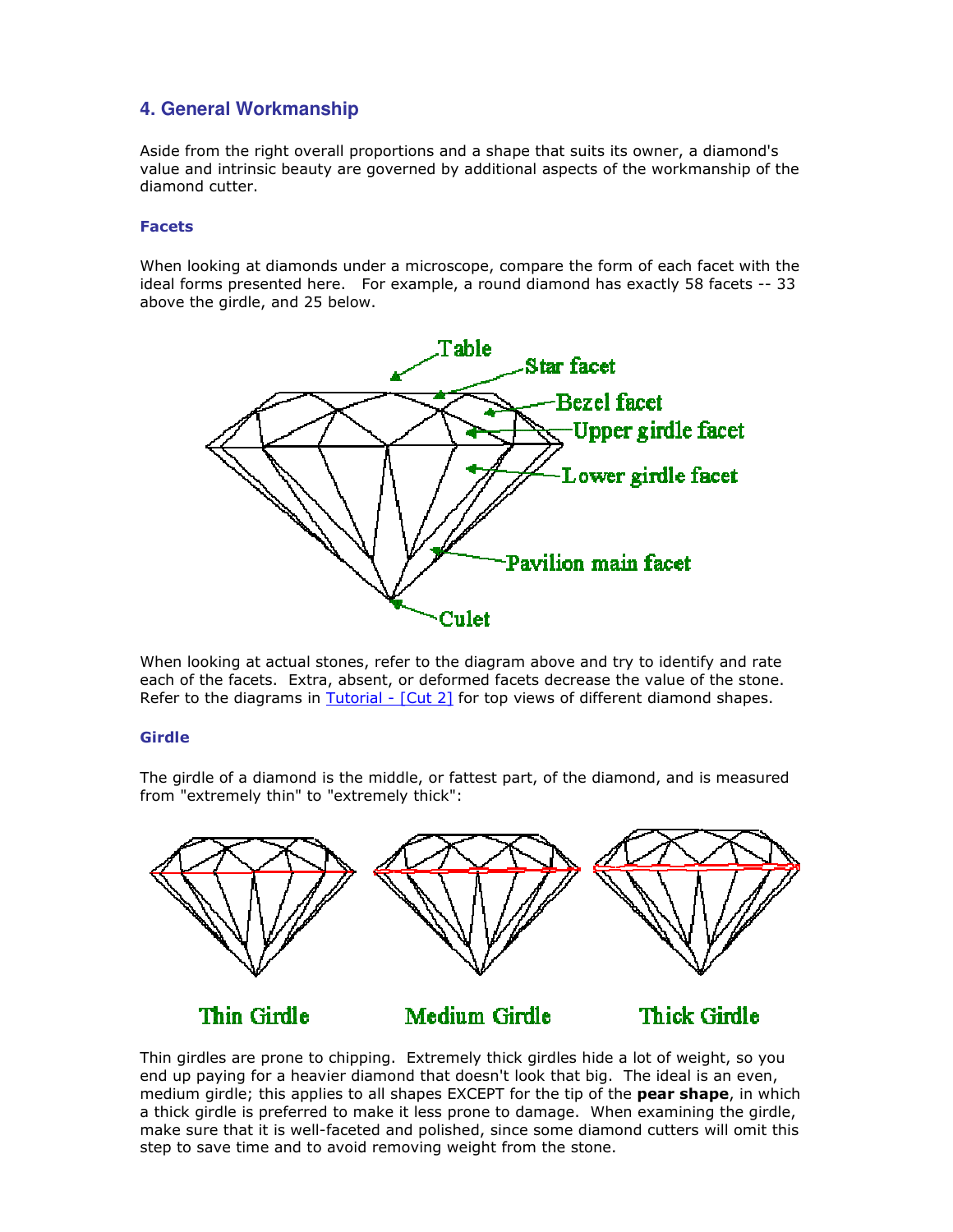## 4. General Workmanship

Aside from the right overall proportions and a shape that suits its owner, a diamond's value and intrinsic beauty are governed by additional aspects of the workmanship of the diamond cutter.

### Facets

When looking at diamonds under a microscope, compare the form of each facet with the ideal forms presented here. For example, a round diamond has exactly 58 facets -- 33 above the girdle, and 25 below.

When looking at actual stones, refer to the diagram above and try to identify and rate each of the facets. Extra, absent, or deformed facets decrease the value of the stone. Refer to the diagrams in [Tutorial - [Cut 2]] for top views of different diamond shapes.

### Girdle

The girdle of a diamond is the middle, or fattest part, of the diamond, and is measured from "extremely thin" to "extremely thick":

Thin Girdle   Medium Girdle   Thick Girdle

Thin girdles are prone to chipping. Extremely thick girdles hide a lot of weight, so you end up paying for a heavier diamond that doesn't look that big. The ideal is an even, medium girdle; this applies to all shapes EXCEPT for the tip of the **pear shape**, in which a thick girdle is preferred to make it less prone to damage. When examining the girdle, make sure that it is well-faceted and polished, since some diamond cutters will omit this step to save time and to avoid removing weight from the stone.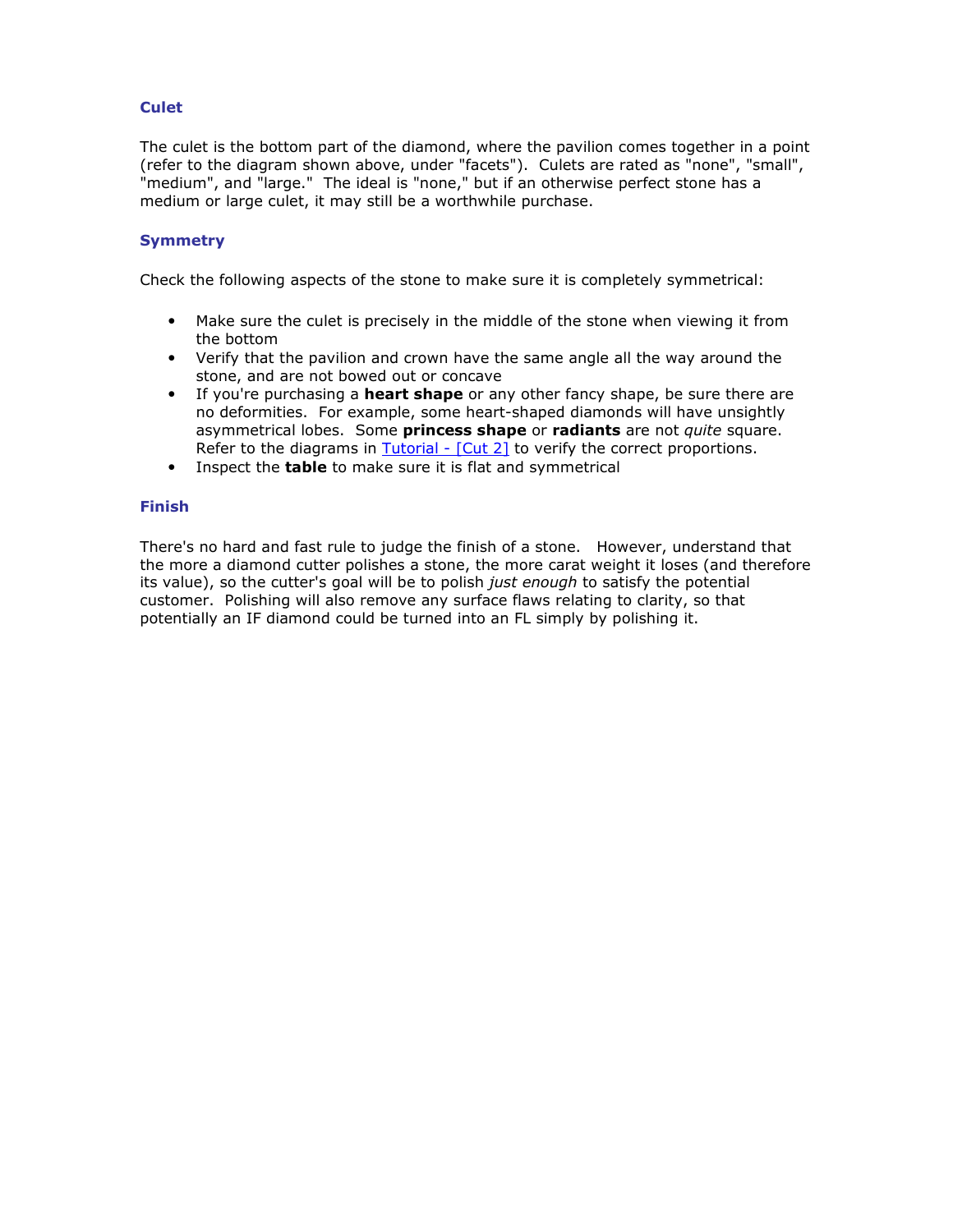### Culet

The culet is the bottom part of the diamond, where the pavilion comes together in a point (refer to the diagram shown above, under "facets"). Culets are rated as "none", "small", "medium", and "large." The ideal is "none," but if an otherwise perfect stone has a medium or large culet, it may still be a worthwhile purchase.

### Symmetry

Check the following aspects of the stone to make sure it is completely symmetrical:

- Make sure the culet is precisely in the middle of the stone when viewing it from the bottom
- Verify that the pavilion and crown have the same angle all the way around the stone, and are not bowed out or concave
- If you're purchasing a **heart shape** or any other fancy shape, be sure there are no deformities. For example, some heart-shaped diamonds will have unsightly asymmetrical lobes. Some **princess shape** or **radiants** are not *quite* square. Refer to the diagrams in [Tutorial - [Cut 2]] to verify the correct proportions.
- Inspect the **table** to make sure it is flat and symmetrical

### Finish

There's no hard and fast rule to judge the finish of a stone. However, understand that the more a diamond cutter polishes a stone, the more carat weight it loses (and therefore its value), so the cutter's goal will be to polish *just enough* to satisfy the potential customer. Polishing will also remove any surface flaws relating to clarity, so that potentially an IF diamond could be turned into an FL simply by polishing it.